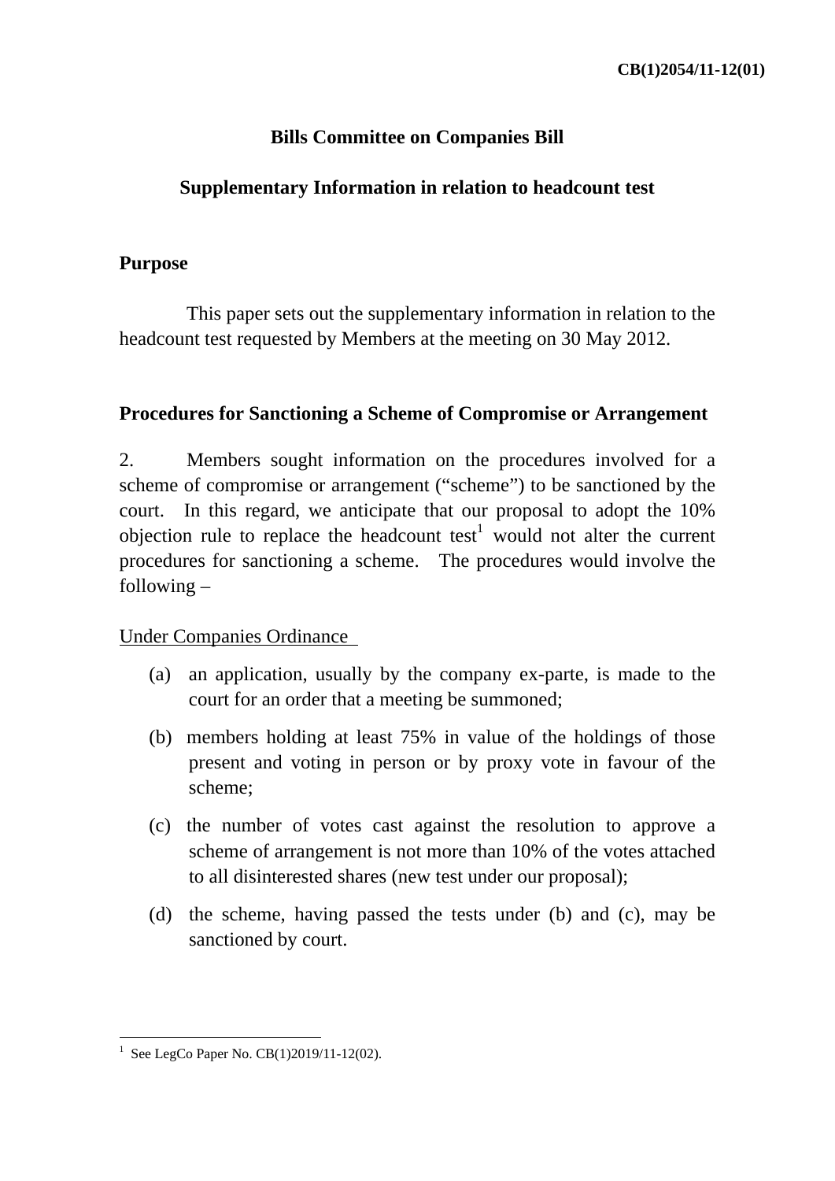CB(1)2054/11-12(01)

# Bills Committee on Companies Bill

## Supplementary Information in relation to headcount test

### Purpose

This paper sets out the supplementary information in relation to the headcount test requested by Members at the meeting on 30 May 2012.

### Procedures for Sanctioning a Scheme of Compromise or Arrangement

2. Members sought information on the procedures involved for a scheme of compromise or arrangement ("scheme") to be sanctioned by the court. In this regard, we anticipate that our proposal to adopt the 10% objection rule to replace the headcount test[1] would not alter the current procedures for sanctioning a scheme. The procedures would involve the following –

Under Companies Ordinance

(a) an application, usually by the company ex-parte, is made to the court for an order that a meeting be summoned;

(b) members holding at least 75% in value of the holdings of those present and voting in person or by proxy vote in favour of the scheme;

(c) the number of votes cast against the resolution to approve a scheme of arrangement is not more than 10% of the votes attached to all disinterested shares (new test under our proposal);

(d) the scheme, having passed the tests under (b) and (c), may be sanctioned by court.

---

[1] See LegCo Paper No. CB(1)2019/11-12(02).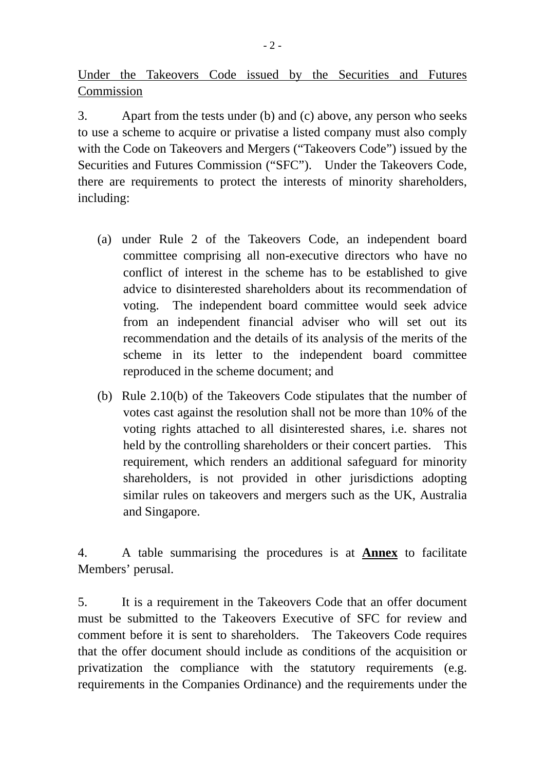<u>Under the Takeovers Code issued by the Securities and Futures Commission</u>

3. Apart from the tests under (b) and (c) above, any person who seeks to use a scheme to acquire or privatise a listed company must also comply with the Code on Takeovers and Mergers ("Takeovers Code") issued by the Securities and Futures Commission ("SFC"). Under the Takeovers Code, there are requirements to protect the interests of minority shareholders, including:

(a) under Rule 2 of the Takeovers Code, an independent board committee comprising all non-executive directors who have no conflict of interest in the scheme has to be established to give advice to disinterested shareholders about its recommendation of voting. The independent board committee would seek advice from an independent financial adviser who will set out its recommendation and the details of its analysis of the merits of the scheme in its letter to the independent board committee reproduced in the scheme document; and

(b) Rule 2.10(b) of the Takeovers Code stipulates that the number of votes cast against the resolution shall not be more than 10% of the voting rights attached to all disinterested shares, i.e. shares not held by the controlling shareholders or their concert parties. This requirement, which renders an additional safeguard for minority shareholders, is not provided in other jurisdictions adopting similar rules on takeovers and mergers such as the UK, Australia and Singapore.

4. A table summarising the procedures is at **<u>Annex</u>** to facilitate Members' perusal.

5. It is a requirement in the Takeovers Code that an offer document must be submitted to the Takeovers Executive of SFC for review and comment before it is sent to shareholders. The Takeovers Code requires that the offer document should include as conditions of the acquisition or privatization the compliance with the statutory requirements (e.g. requirements in the Companies Ordinance) and the requirements under the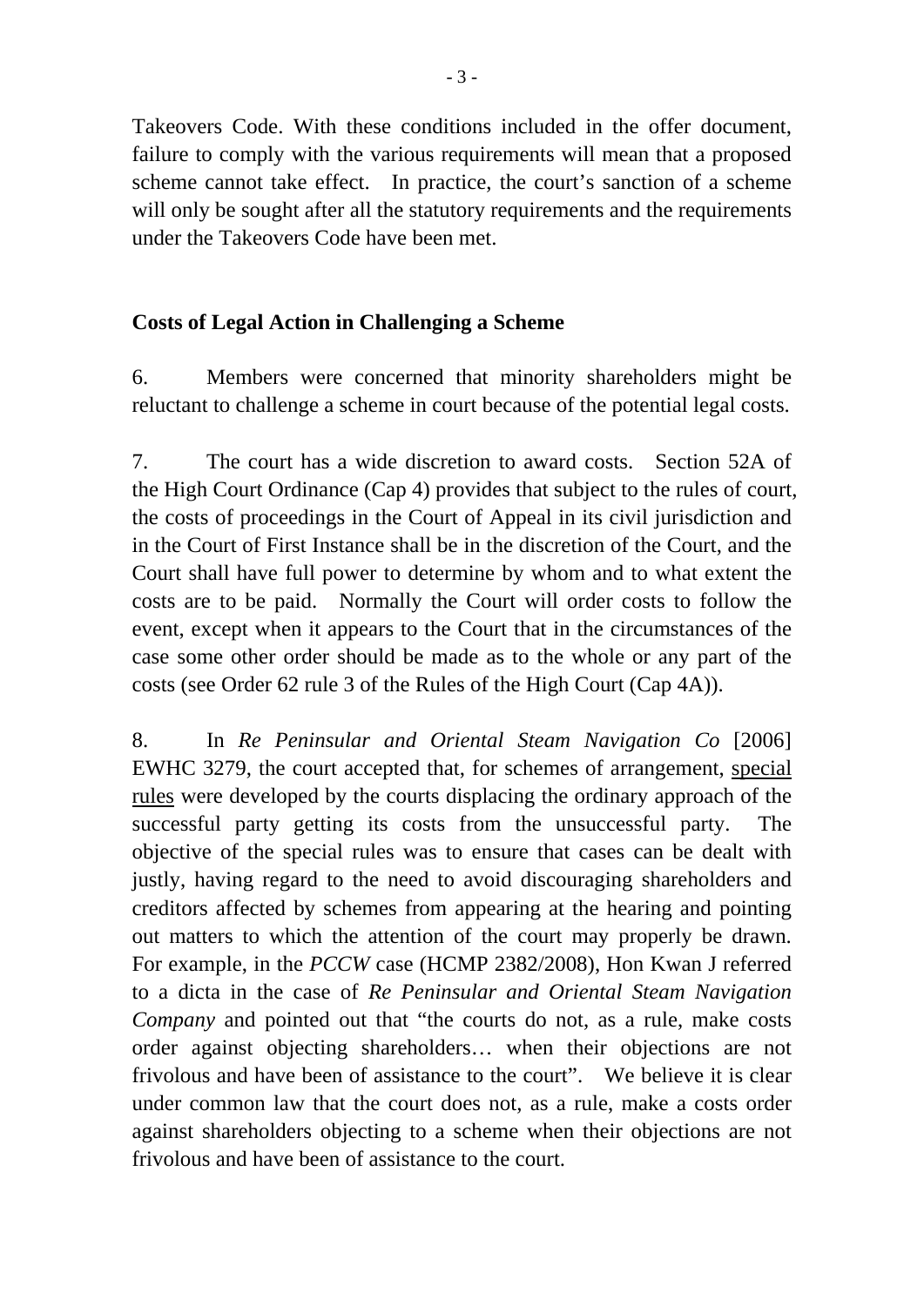Takeovers Code. With these conditions included in the offer document, failure to comply with the various requirements will mean that a proposed scheme cannot take effect. In practice, the court's sanction of a scheme will only be sought after all the statutory requirements and the requirements under the Takeovers Code have been met.

**Costs of Legal Action in Challenging a Scheme**

6. Members were concerned that minority shareholders might be reluctant to challenge a scheme in court because of the potential legal costs.

7. The court has a wide discretion to award costs. Section 52A of the High Court Ordinance (Cap 4) provides that subject to the rules of court, the costs of proceedings in the Court of Appeal in its civil jurisdiction and in the Court of First Instance shall be in the discretion of the Court, and the Court shall have full power to determine by whom and to what extent the costs are to be paid. Normally the Court will order costs to follow the event, except when it appears to the Court that in the circumstances of the case some other order should be made as to the whole or any part of the costs (see Order 62 rule 3 of the Rules of the High Court (Cap 4A)).

8. In *Re Peninsular and Oriental Steam Navigation Co* [2006] EWHC 3279, the court accepted that, for schemes of arrangement, <u>special rules</u> were developed by the courts displacing the ordinary approach of the successful party getting its costs from the unsuccessful party. The objective of the special rules was to ensure that cases can be dealt with justly, having regard to the need to avoid discouraging shareholders and creditors affected by schemes from appearing at the hearing and pointing out matters to which the attention of the court may properly be drawn. For example, in the *PCCW* case (HCMP 2382/2008), Hon Kwan J referred to a dicta in the case of *Re Peninsular and Oriental Steam Navigation Company* and pointed out that "the courts do not, as a rule, make costs order against objecting shareholders… when their objections are not frivolous and have been of assistance to the court". We believe it is clear under common law that the court does not, as a rule, make a costs order against shareholders objecting to a scheme when their objections are not frivolous and have been of assistance to the court.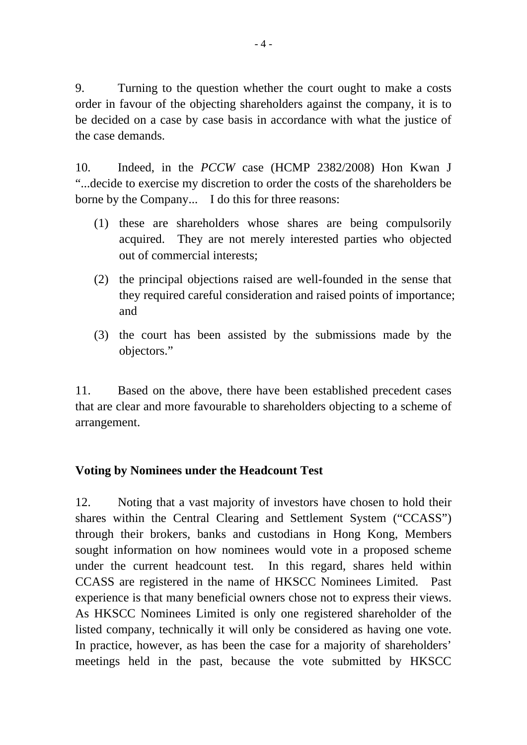9. Turning to the question whether the court ought to make a costs order in favour of the objecting shareholders against the company, it is to be decided on a case by case basis in accordance with what the justice of the case demands.

10. Indeed, in the *PCCW* case (HCMP 2382/2008) Hon Kwan J "...decide to exercise my discretion to order the costs of the shareholders be borne by the Company... I do this for three reasons:

(1) these are shareholders whose shares are being compulsorily acquired. They are not merely interested parties who objected out of commercial interests;

(2) the principal objections raised are well-founded in the sense that they required careful consideration and raised points of importance; and

(3) the court has been assisted by the submissions made by the objectors."

11. Based on the above, there have been established precedent cases that are clear and more favourable to shareholders objecting to a scheme of arrangement.

**Voting by Nominees under the Headcount Test**

12. Noting that a vast majority of investors have chosen to hold their shares within the Central Clearing and Settlement System ("CCASS") through their brokers, banks and custodians in Hong Kong, Members sought information on how nominees would vote in a proposed scheme under the current headcount test. In this regard, shares held within CCASS are registered in the name of HKSCC Nominees Limited. Past experience is that many beneficial owners chose not to express their views. As HKSCC Nominees Limited is only one registered shareholder of the listed company, technically it will only be considered as having one vote. In practice, however, as has been the case for a majority of shareholders' meetings held in the past, because the vote submitted by HKSCC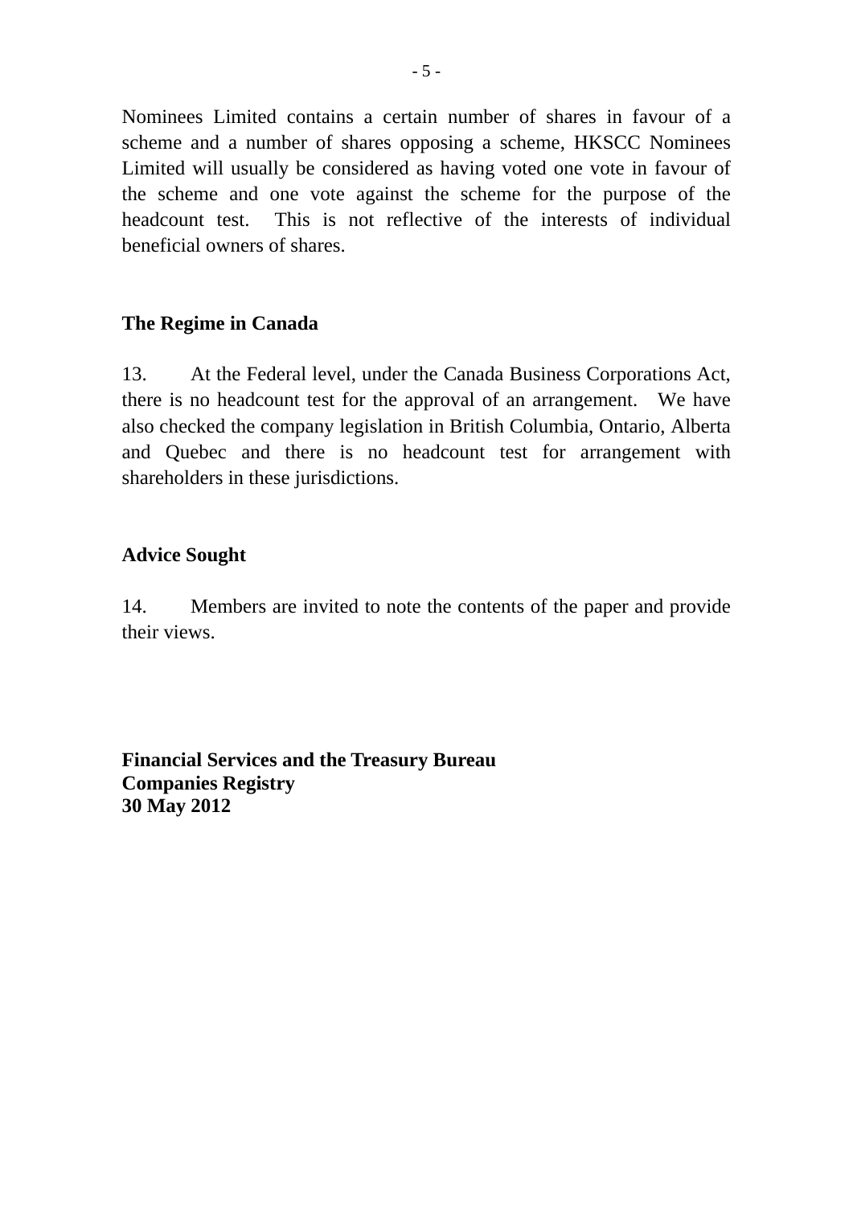Nominees Limited contains a certain number of shares in favour of a scheme and a number of shares opposing a scheme, HKSCC Nominees Limited will usually be considered as having voted one vote in favour of the scheme and one vote against the scheme for the purpose of the headcount test. This is not reflective of the interests of individual beneficial owners of shares.

**The Regime in Canada**

13. At the Federal level, under the Canada Business Corporations Act, there is no headcount test for the approval of an arrangement. We have also checked the company legislation in British Columbia, Ontario, Alberta and Quebec and there is no headcount test for arrangement with shareholders in these jurisdictions.

**Advice Sought**

14. Members are invited to note the contents of the paper and provide their views.

**Financial Services and the Treasury Bureau**
**Companies Registry**
**30 May 2012**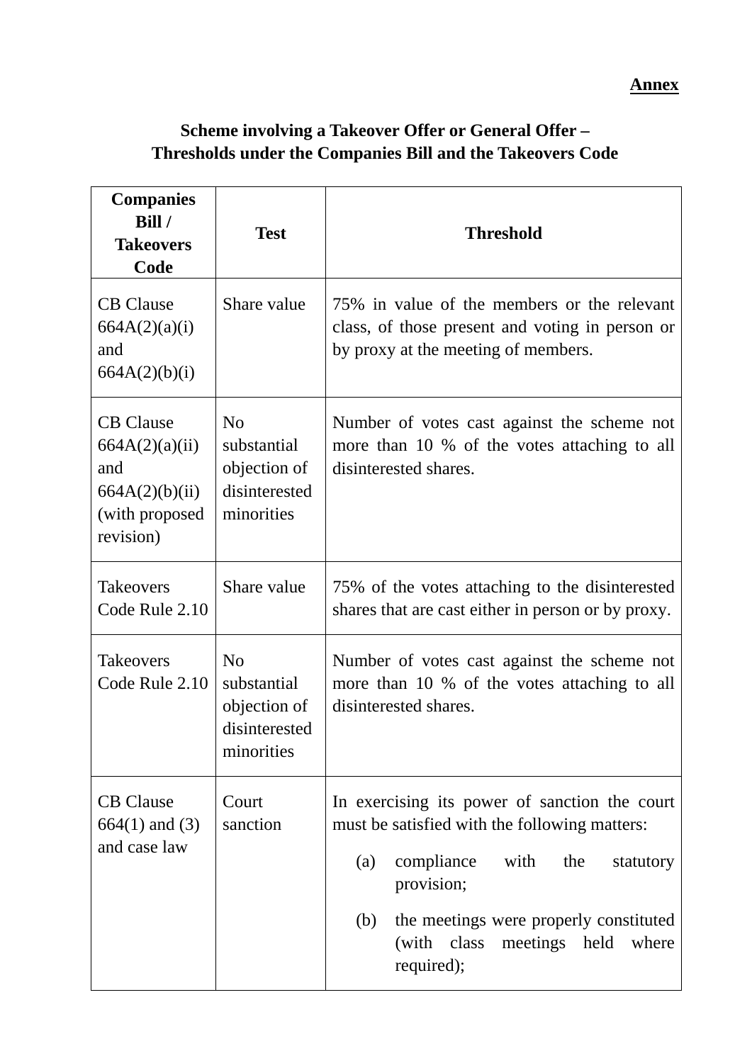**Annex**

**Scheme involving a Takeover Offer or General Offer – Thresholds under the Companies Bill and the Takeovers Code**

| **Companies Bill / Takeovers Code** | **Test** | **Threshold** |
|---|---|---|
| CB Clause 664A(2)(a)(i) and 664A(2)(b)(i) | Share value | 75% in value of the members or the relevant class, of those present and voting in person or by proxy at the meeting of members. |
| CB Clause 664A(2)(a)(ii) and 664A(2)(b)(ii) (with proposed revision) | No substantial objection of disinterested minorities | Number of votes cast against the scheme not more than 10 % of the votes attaching to all disinterested shares. |
| Takeovers Code Rule 2.10 | Share value | 75% of the votes attaching to the disinterested shares that are cast either in person or by proxy. |
| Takeovers Code Rule 2.10 | No substantial objection of disinterested minorities | Number of votes cast against the scheme not more than 10 % of the votes attaching to all disinterested shares. |
| CB Clause 664(1) and (3) and case law | Court sanction | In exercising its power of sanction the court must be satisfied with the following matters: (a) compliance with the statutory provision; (b) the meetings were properly constituted (with class meetings held where required); |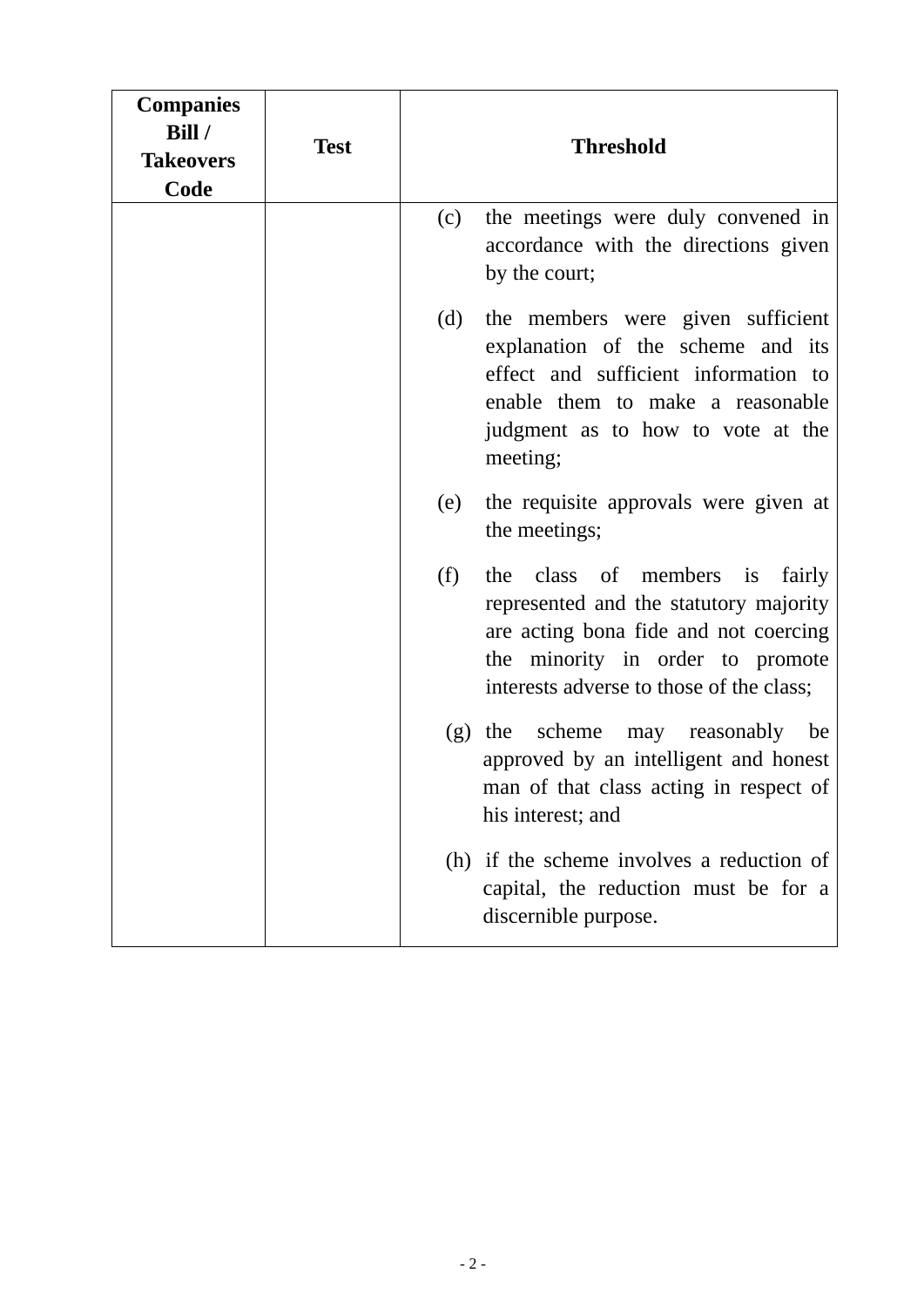| Companies Bill / Takeovers Code | Test | Threshold |
| --- | --- | --- |
| | | (c) the meetings were duly convened in accordance with the directions given by the court;<br><br>(d) the members were given sufficient explanation of the scheme and its effect and sufficient information to enable them to make a reasonable judgment as to how to vote at the meeting;<br><br>(e) the requisite approvals were given at the meetings;<br><br>(f) the class of members is fairly represented and the statutory majority are acting bona fide and not coercing the minority in order to promote interests adverse to those of the class;<br><br>(g) the scheme may reasonably be approved by an intelligent and honest man of that class acting in respect of his interest; and<br><br>(h) if the scheme involves a reduction of capital, the reduction must be for a discernible purpose. |